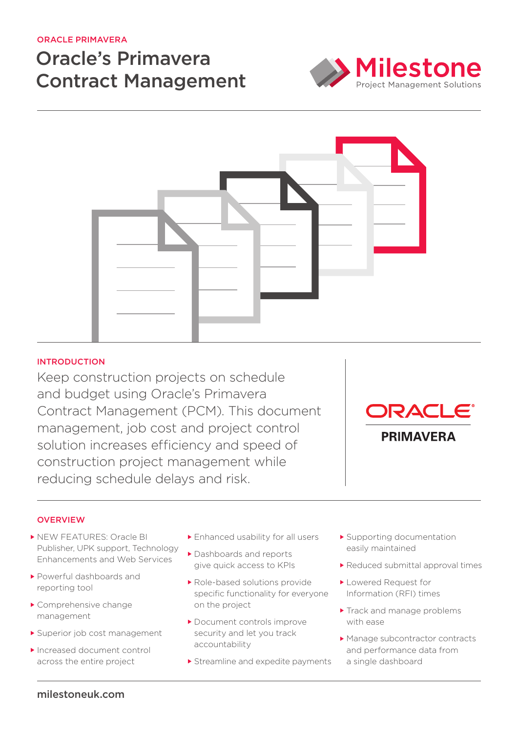ORACLE PRIMAVERA

# Oracle's Primavera Contract Management

## INTRODUCTION

Keep construction projects on schedule and budget using Oracle's Primavera Contract Management (PCM). This document management, job cost and project control solution increases efficiency and speed of construction project management while reducing schedule delays and risk.

## OVERVIEW

- NEW FEATURES: Oracle BI Publisher, UPK support, Technology Enhancements and Web Services
- Powerful dashboards and reporting tool
- Comprehensive change management
- Superior job cost management
- Increased document control across the entire project
- Enhanced usability for all users
- Dashboards and reports give quick access to KPIs
- Role-based solutions provide specific functionality for everyone on the project
- Document controls improve security and let you track accountability
- Streamline and expedite payments
- Supporting documentation easily maintained
- Reduced submittal approval times
- Lowered Request for Information (RFI) times
- Track and manage problems with ease
- Manage subcontractor contracts and performance data from a single dashboard

milestoneuk.com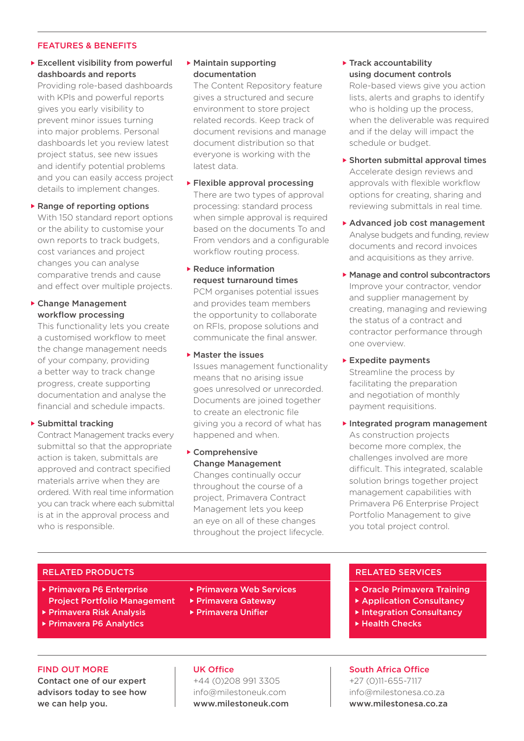## FEATURES & BENEFITS

- **Excellent visibility from powerful dashboards and reports**
  Providing role-based dashboards with KPIs and powerful reports gives you early visibility to prevent minor issues turning into major problems. Personal dashboards let you review latest project status, see new issues and identify potential problems and you can easily access project details to implement changes.

- **Range of reporting options**
  With 150 standard report options or the ability to customise your own reports to track budgets, cost variances and project changes you can analyse comparative trends and cause and effect over multiple projects.

- **Change Management workflow processing**
  This functionality lets you create a customised workflow to meet the change management needs of your company, providing a better way to track change progress, create supporting documentation and analyse the financial and schedule impacts.

- **Submittal tracking**
  Contract Management tracks every submittal so that the appropriate action is taken, submittals are approved and contract specified materials arrive when they are ordered. With real time information you can track where each submittal is at in the approval process and who is responsible.

- **Maintain supporting documentation**
  The Content Repository feature gives a structured and secure environment to store project related records. Keep track of document revisions and manage document distribution so that everyone is working with the latest data.

- **Flexible approval processing**
  There are two types of approval processing: standard process when simple approval is required based on the documents To and From vendors and a configurable workflow routing process.

- **Reduce information request turnaround times**
  PCM organises potential issues and provides team members the opportunity to collaborate on RFIs, propose solutions and communicate the final answer.

- **Master the issues**
  Issues management functionality means that no arising issue goes unresolved or unrecorded. Documents are joined together to create an electronic file giving you a record of what has happened and when.

- **Comprehensive Change Management**
  Changes continually occur throughout the course of a project, Primavera Contract Management lets you keep an eye on all of these changes throughout the project lifecycle.

- **Track accountability using document controls**
  Role-based views give you action lists, alerts and graphs to identify who is holding up the process, when the deliverable was required and if the delay will impact the schedule or budget.

- **Shorten submittal approval times**
  Accelerate design reviews and approvals with flexible workflow options for creating, sharing and reviewing submittals in real time.

- **Advanced job cost management**
  Analyse budgets and funding, review documents and record invoices and acquisitions as they arrive.

- **Manage and control subcontractors**
  Improve your contractor, vendor and supplier management by creating, managing and reviewing the status of a contract and contractor performance through one overview.

- **Expedite payments**
  Streamline the process by facilitating the preparation and negotiation of monthly payment requisitions.

- **Integrated program management**
  As construction projects become more complex, the challenges involved are more difficult. This integrated, scalable solution brings together project management capabilities with Primavera P6 Enterprise Project Portfolio Management to give you total project control.

## RELATED PRODUCTS

- Primavera P6 Enterprise Project Portfolio Management
- Primavera Risk Analysis
- Primavera P6 Analytics
- Primavera Web Services
- Primavera Gateway
- Primavera Unifier

## RELATED SERVICES

- Oracle Primavera Training
- Application Consultancy
- Integration Consultancy
- Health Checks

## FIND OUT MORE

**Contact one of our expert advisors today to see how we can help you.**

**UK Office**
+44 (0)208 991 3305
info@milestoneuk.com
**www.milestoneuk.com**

**South Africa Office**
+27 (0)11-655-7117
info@milestonesa.co.za
**www.milestonesa.co.za**